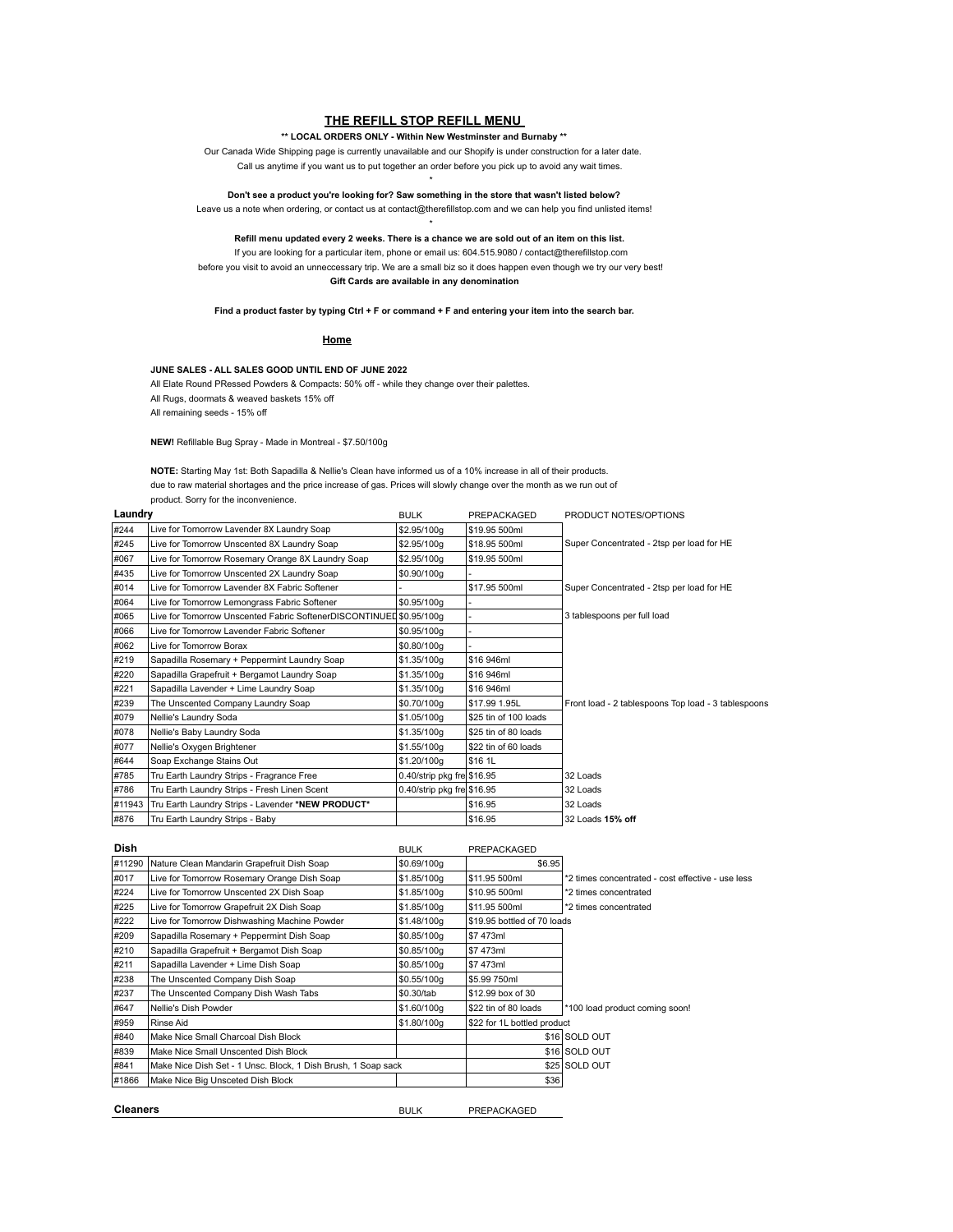# THE REFILL STOP REFILL MENU

**\*\* LOCAL ORDERS ONLY - Within New Westminster and Burnaby \*\***

Our Canada Wide Shipping page is currently unavailable and our Shopify is under construction for a later date.

Call us anytime if you want us to put together an order before you pick up to avoid any wait times.

*

**Don't see a product you're looking for? Saw something in the store that wasn't listed below?**

Leave us a note when ordering, or contact us at contact@therefillstop.com and we can help you find unlisted items!

*

**Refill menu updated every 2 weeks. There is a chance we are sold out of an item on this list.**

If you are looking for a particular item, phone or email us: 604.515.9080 / contact@therefillstop.com

before you visit to avoid an unneccessary trip. We are a small biz so it does happen even though we try our very best!

**Gift Cards are available in any denomination**

**Find a product faster by typing Ctrl + F or command + F and entering your item into the search bar.**

## Home

**JUNE SALES - ALL SALES GOOD UNTIL END OF JUNE 2022**

All Elate Round PRessed Powders & Compacts: 50% off - while they change over their palettes.

All Rugs, doormats & weaved baskets 15% off

All remaining seeds - 15% off

**NEW!** Refillable Bug Spray - Made in Montreal - $7.50/100g

**NOTE:** Starting May 1st: Both Sapadilla & Nellie's Clean have informed us of a 10% increase in all of their products. due to raw material shortages and the price increase of gas. Prices will slowly change over the month as we run out of product. Sorry for the inconvenience.

### Laundry

| | Laundry | BULK | PREPACKAGED | PRODUCT NOTES/OPTIONS |
|---|---|---|---|---|
| #244 | Live for Tomorrow Lavender 8X Laundry Soap | $2.95/100g | $19.95 500ml | |
| #245 | Live for Tomorrow Unscented 8X Laundry Soap | $2.95/100g | $18.95 500ml | Super Concentrated - 2tsp per load for HE |
| #067 | Live for Tomorrow Rosemary Orange 8X Laundry Soap | $2.95/100g | $19.95 500ml | |
| #435 | Live for Tomorrow Unscented 2X Laundry Soap | $0.90/100g | - | |
| #014 | Live for Tomorrow Lavender 8X Fabric Softener | - | $17.95 500ml | Super Concentrated - 2tsp per load for HE |
| #064 | Live for Tomorrow Lemongrass Fabric Softener | $0.95/100g | - | |
| #065 | Live for Tomorrow Unscented Fabric SoftenerDISCONTINUED | $0.95/100g | - | 3 tablespoons per full load |
| #066 | Live for Tomorrow Lavender Fabric Softener | $0.95/100g | - | |
| #062 | Live for Tomorrow Borax | $0.80/100g | - | |
| #219 | Sapadilla Rosemary + Peppermint Laundry Soap | $1.35/100g | $16 946ml | |
| #220 | Sapadilla Grapefruit + Bergamot Laundry Soap | $1.35/100g | $16 946ml | |
| #221 | Sapadilla Lavender + Lime Laundry Soap | $1.35/100g | $16 946ml | |
| #239 | The Unscented Company Laundry Soap | $0.70/100g | $17.99 1.95L | Front load - 2 tablespoons Top load - 3 tablespoons |
| #079 | Nellie's Laundry Soda | $1.05/100g | $25 tin of 100 loads | |
| #078 | Nellie's Baby Laundry Soda | $1.35/100g | $25 tin of 80 loads | |
| #077 | Nellie's Oxygen Brightener | $1.55/100g | $22 tin of 60 loads | |
| #644 | Soap Exchange Stains Out | $1.20/100g | $16 1L | |
| #785 | Tru Earth Laundry Strips - Fragrance Free | 0.40/strip pkg fre | $16.95 | 32 Loads |
| #786 | Tru Earth Laundry Strips - Fresh Linen Scent | 0.40/strip pkg fre | $16.95 | 32 Loads |
| #11943 | Tru Earth Laundry Strips - Lavender **\*NEW PRODUCT\*** | | $16.95 | 32 Loads |
| #876 | Tru Earth Laundry Strips - Baby | | $16.95 | 32 Loads **15% off** |

### Dish

| | Dish | BULK | PREPACKAGED | |
|---|---|---|---|---|
| #11290 | Nature Clean Mandarin Grapefruit Dish Soap | $0.69/100g | $6.95 | |
| #017 | Live for Tomorrow Rosemary Orange Dish Soap | $1.85/100g | $11.95 500ml | *2 times concentrated - cost effective - use less |
| #224 | Live for Tomorrow Unscented 2X Dish Soap | $1.85/100g | $10.95 500ml | *2 times concentrated |
| #225 | Live for Tomorrow Grapefruit 2X Dish Soap | $1.85/100g | $11.95 500ml | *2 times concentrated |
| #222 | Live for Tomorrow Dishwashing Machine Powder | $1.48/100g | $19.95 bottled of 70 loads | |
| #209 | Sapadilla Rosemary + Peppermint Dish Soap | $0.85/100g | $7 473ml | |
| #210 | Sapadilla Grapefruit + Bergamot Dish Soap | $0.85/100g | $7 473ml | |
| #211 | Sapadilla Lavender + Lime Dish Soap | $0.85/100g | $7 473ml | |
| #238 | The Unscented Company Dish Soap | $0.55/100g | $5.99 750ml | |
| #237 | The Unscented Company Dish Wash Tabs | $0.30/tab | $12.99 box of 30 | |
| #647 | Nellie's Dish Powder | $1.60/100g | $22 tin of 80 loads | *100 load product coming soon! |
| #959 | Rinse Aid | $1.80/100g | $22 for 1L bottled product | |
| #840 | Make Nice Small Charcoal Dish Block | | $16 | SOLD OUT |
| #839 | Make Nice Small Unscented Dish Block | | $16 | SOLD OUT |
| #841 | Make Nice Dish Set - 1 Unsc. Block, 1 Dish Brush, 1 Soap sack | | $25 | SOLD OUT |
| #1866 | Make Nice Big Unsceted Dish Block | | $36 | |

### Cleaners

| Cleaners | BULK | PREPACKAGED |
|---|---|---|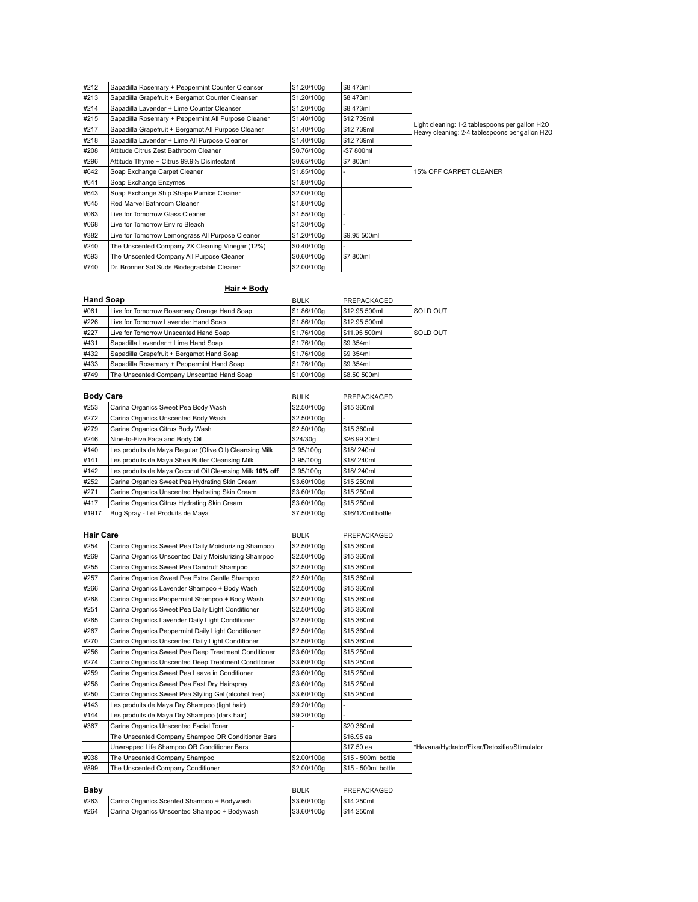| | | | | |
|---|---|---|---|---|
| #212 | Sapadilla Rosemary + Peppermint Counter Cleanser | $1.20/100g | $8 473ml | |
| #213 | Sapadilla Grapefruit + Bergamot Counter Cleanser | $1.20/100g | $8 473ml | |
| #214 | Sapadilla Lavender + Lime Counter Cleanser | $1.20/100g | $8 473ml | |
| #215 | Sapadilla Rosemary + Peppermint All Purpose Cleaner | $1.40/100g | $12 739ml | Light cleaning: 1-2 tablespoons per gallon H2O<br>Heavy cleaning: 2-4 tablespoons per gallon H2O |
| #217 | Sapadilla Grapefruit + Bergamot All Purpose Cleaner | $1.40/100g | $12 739ml | |
| #218 | Sapadilla Lavender + Lime All Purpose Cleaner | $1.40/100g | $12 739ml | |
| #208 | Attitude Citrus Zest Bathroom Cleaner | $0.76/100g | -$7 800ml | |
| #296 | Attitude Thyme + Citrus 99.9% Disinfectant | $0.65/100g | $7 800ml | |
| #642 | Soap Exchange Carpet Cleaner | $1.85/100g | - | 15% OFF CARPET CLEANER |
| #641 | Soap Exchange Enzymes | $1.80/100g | | |
| #643 | Soap Exchange Ship Shape Pumice Cleaner | $2.00/100g | | |
| #645 | Red Marvel Bathroom Cleaner | $1.80/100g | | |
| #063 | Live for Tomorrow Glass Cleaner | $1.55/100g | - | |
| #068 | Live for Tomorrow Enviro Bleach | $1.30/100g | - | |
| #382 | Live for Tomorrow Lemongrass All Purpose Cleaner | $1.20/100g | $9.95 500ml | |
| #240 | The Unscented Company 2X Cleaning Vinegar (12%) | $0.40/100g | - | |
| #593 | The Unscented Company All Purpose Cleaner | $0.60/100g | $7 800ml | |
| #740 | Dr. Bronner Sal Suds Biodegradable Cleaner | $2.00/100g | | |

## Hair + Body

### Hand Soap

| | | BULK | PREPACKAGED | |
|---|---|---|---|---|
| #061 | Live for Tomorrow Rosemary Orange Hand Soap | $1.86/100g | $12.95 500ml | SOLD OUT |
| #226 | Live for Tomorrow Lavender Hand Soap | $1.86/100g | $12.95 500ml | |
| #227 | Live for Tomorrow Unscented Hand Soap | $1.76/100g | $11.95 500ml | SOLD OUT |
| #431 | Sapadilla Lavender + Lime Hand Soap | $1.76/100g | $9 354ml | |
| #432 | Sapadilla Grapefruit + Bergamot Hand Soap | $1.76/100g | $9 354ml | |
| #433 | Sapadilla Rosemary + Peppermint Hand Soap | $1.76/100g | $9 354ml | |
| #749 | The Unscented Company Unscented Hand Soap | $1.00/100g | $8.50 500ml | |

### Body Care

| | | BULK | PREPACKAGED |
|---|---|---|---|
| #253 | Carina Organics Sweet Pea Body Wash | $2.50/100g | $15 360ml |
| #272 | Carina Organics Unscented Body Wash | $2.50/100g | - |
| #279 | Carina Organics Citrus Body Wash | $2.50/100g | $15 360ml |
| #246 | Nine-to-Five Face and Body Oil | $24/30g | $26.99 30ml |
| #140 | Les produits de Maya Regular (Olive Oil) Cleansing Milk | 3.95/100g | $18/ 240ml |
| #141 | Les produits de Maya Shea Butter Cleansing Milk | 3.95/100g | $18/ 240ml |
| #142 | Les produits de Maya Coconut Oil Cleansing Milk **10% off** | 3.95/100g | $18/ 240ml |
| #252 | Carina Organics Sweet Pea Hydrating Skin Cream | $3.60/100g | $15 250ml |
| #271 | Carina Organics Unscented Hydrating Skin Cream | $3.60/100g | $15 250ml |
| #417 | Carina Organics Citrus Hydrating Skin Cream | $3.60/100g | $15 250ml |
| #1917 | Bug Spray - Let Produits de Maya | $7.50/100g | $16/120ml bottle |

### Hair Care

| | | BULK | PREPACKAGED | |
|---|---|---|---|---|
| #254 | Carina Organics Sweet Pea Daily Moisturizing Shampoo | $2.50/100g | $15 360ml | |
| #269 | Carina Organics Unscented Daily Moisturizing Shampoo | $2.50/100g | $15 360ml | |
| #255 | Carina Organics Sweet Pea Dandruff Shampoo | $2.50/100g | $15 360ml | |
| #257 | Carina Organice Sweet Pea Extra Gentle Shampoo | $2.50/100g | $15 360ml | |
| #266 | Carina Organics Lavender Shampoo + Body Wash | $2.50/100g | $15 360ml | |
| #268 | Carina Organics Peppermint Shampoo + Body Wash | $2.50/100g | $15 360ml | |
| #251 | Carina Organics Sweet Pea Daily Light Conditioner | $2.50/100g | $15 360ml | |
| #265 | Carina Organics Lavender Daily Light Conditioner | $2.50/100g | $15 360ml | |
| #267 | Carina Organics Peppermint Daily Light Conditioner | $2.50/100g | $15 360ml | |
| #270 | Carina Organics Unscented Daily Light Conditioner | $2.50/100g | $15 360ml | |
| #256 | Carina Organics Sweet Pea Deep Treatment Conditioner | $3.60/100g | $15 250ml | |
| #274 | Carina Organics Unscented Deep Treatment Conditioner | $3.60/100g | $15 250ml | |
| #259 | Carina Organics Sweet Pea Leave in Conditioner | $3.60/100g | $15 250ml | |
| #258 | Carina Organics Sweet Pea Fast Dry Hairspray | $3.60/100g | $15 250ml | |
| #250 | Carina Organics Sweet Pea Styling Gel (alcohol free) | $3.60/100g | $15 250ml | |
| #143 | Les produits de Maya Dry Shampoo (light hair) | $9.20/100g | - | |
| #144 | Les produits de Maya Dry Shampoo (dark hair) | $9.20/100g | - | |
| #367 | Carina Organics Unscented Facial Toner | - | $20 360ml | |
| | The Unscented Company Shampoo OR Conditioner Bars | | $16.95 ea | |
| | Unwrapped Life Shampoo OR Conditioner Bars | | $17.50 ea | *Havana/Hydrator/Fixer/Detoxifier/Stimulator |
| #938 | The Unscented Company Shampoo | $2.00/100g | $15 - 500ml bottle | |
| #899 | The Unscented Company Conditioner | $2.00/100g | $15 - 500ml bottle | |

### Baby

| | | BULK | PREPACKAGED |
|---|---|---|---|
| #263 | Carina Organics Scented Shampoo + Bodywash | $3.60/100g | $14 250ml |
| #264 | Carina Organics Unscented Shampoo + Bodywash | $3.60/100g | $14 250ml |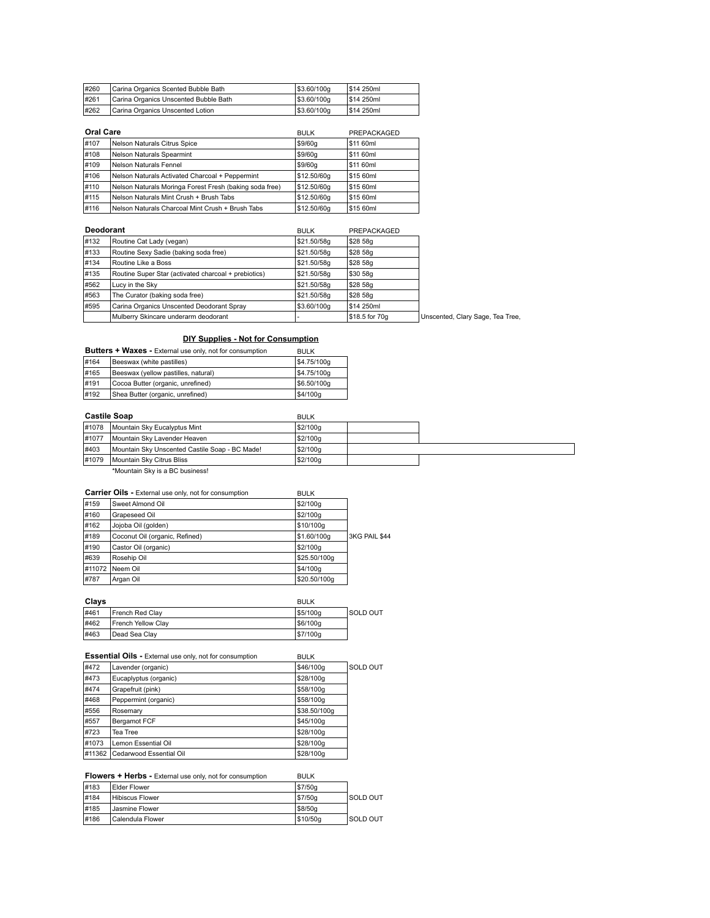| | | | |
|---|---|---|---|
| #260 | Carina Organics Scented Bubble Bath | $3.60/100g | $14 250ml |
| #261 | Carina Organics Unscented Bubble Bath | $3.60/100g | $14 250ml |
| #262 | Carina Organics Unscented Lotion | $3.60/100g | $14 250ml |

**Oral Care**

| | | BULK | PREPACKAGED |
|---|---|---|---|
| #107 | Nelson Naturals Citrus Spice | $9/60g | $11 60ml |
| #108 | Nelson Naturals Spearmint | $9/60g | $11 60ml |
| #109 | Nelson Naturals Fennel | $9/60g | $11 60ml |
| #106 | Nelson Naturals Activated Charcoal + Peppermint | $12.50/60g | $15 60ml |
| #110 | Nelson Naturals Moringa Forest Fresh (baking soda free) | $12.50/60g | $15 60ml |
| #115 | Nelson Naturals Mint Crush + Brush Tabs | $12.50/60g | $15 60ml |
| #116 | Nelson Naturals Charcoal Mint Crush + Brush Tabs | $12.50/60g | $15 60ml |

**Deodorant**

| | | BULK | PREPACKAGED | |
|---|---|---|---|---|
| #132 | Routine Cat Lady (vegan) | $21.50/58g | $28 58g | |
| #133 | Routine Sexy Sadie (baking soda free) | $21.50/58g | $28 58g | |
| #134 | Routine Like a Boss | $21.50/58g | $28 58g | |
| #135 | Routine Super Star (activated charcoal + prebiotics) | $21.50/58g | $30 58g | |
| #562 | Lucy in the Sky | $21.50/58g | $28 58g | |
| #563 | The Curator (baking soda free) | $21.50/58g | $28 58g | |
| #595 | Carina Organics Unscented Deodorant Spray | $3.60/100g | $14 250ml | |
| | Mulberry Skincare underarm deodorant | - | $18.5 for 70g | Unscented, Clary Sage, Tea Tree, |

## DIY Supplies - Not for Consumption

**Butters + Waxes -** External use only, not for consumption

| | | BULK |
|---|---|---|
| #164 | Beeswax (white pastilles) | $4.75/100g |
| #165 | Beeswax (yellow pastilles, natural) | $4.75/100g |
| #191 | Cocoa Butter (organic, unrefined) | $6.50/100g |
| #192 | Shea Butter (organic, unrefined) | $4/100g |

**Castile Soap**

| | | BULK |
|---|---|---|
| #1078 | Mountain Sky Eucalyptus Mint | $2/100g |
| #1077 | Mountain Sky Lavender Heaven | $2/100g |
| #403 | Mountain Sky Unscented Castile Soap - BC Made! | $2/100g |
| #1079 | Mountain Sky Citrus Bliss | $2/100g |

*Mountain Sky is a BC business!

**Carrier Oils -** External use only, not for consumption

| | | BULK | |
|---|---|---|---|
| #159 | Sweet Almond Oil | $2/100g | |
| #160 | Grapeseed Oil | $2/100g | |
| #162 | Jojoba Oil (golden) | $10/100g | |
| #189 | Coconut Oil (organic, Refined) | $1.60/100g | 3KG PAIL $44 |
| #190 | Castor Oil (organic) | $2/100g | |
| #639 | Rosehip Oil | $25.50/100g | |
| #11072 | Neem Oil | $4/100g | |
| #787 | Argan Oil | $20.50/100g | |

**Clays**

| | | BULK | |
|---|---|---|---|
| #461 | French Red Clay | $5/100g | SOLD OUT |
| #462 | French Yellow Clay | $6/100g | |
| #463 | Dead Sea Clay | $7/100g | |

**Essential Oils -** External use only, not for consumption

| | | BULK | |
|---|---|---|---|
| #472 | Lavender (organic) | $46/100g | SOLD OUT |
| #473 | Eucaplyptus (organic) | $28/100g | |
| #474 | Grapefruit (pink) | $58/100g | |
| #468 | Peppermint (organic) | $58/100g | |
| #556 | Rosemary | $38.50/100g | |
| #557 | Bergamot FCF | $45/100g | |
| #723 | Tea Tree | $28/100g | |
| #1073 | Lemon Essential Oil | $28/100g | |
| #11362 | Cedarwood Essential Oil | $28/100g | |

**Flowers + Herbs -** External use only, not for consumption

| | | BULK | |
|---|---|---|---|
| #183 | Elder Flower | $7/50g | |
| #184 | Hibiscus Flower | $7/50g | SOLD OUT |
| #185 | Jasmine Flower | $8/50g | |
| #186 | Calendula Flower | $10/50g | SOLD OUT |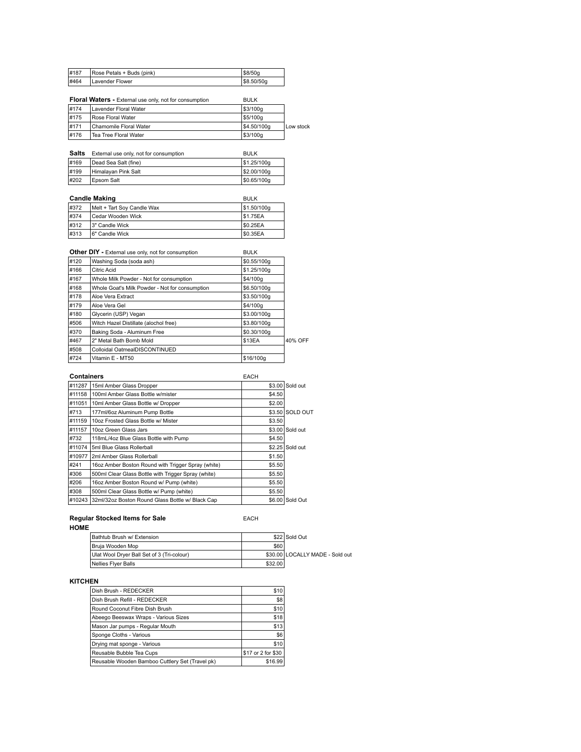| | | |
|---|---|---|
| #187 | Rose Petals + Buds (pink) | $8/50g |
| #464 | Lavender Flower | $8.50/50g |

**Floral Waters -** External use only, not for consumption

| | | BULK | |
|---|---|---|---|
| #174 | Lavender Floral Water | $3/100g | |
| #175 | Rose Floral Water | $5/100g | |
| #171 | Chamomile Floral Water | $4.50/100g | Low stock |
| #176 | Tea Tree Floral Water | $3/100g | |

**Salts** External use only, not for consumption

| | | BULK |
|---|---|---|
| #169 | Dead Sea Salt (fine) | $1.25/100g |
| #199 | Himalayan Pink Salt | $2.00/100g |
| #202 | Epsom Salt | $0.65/100g |

**Candle Making**

| | | BULK |
|---|---|---|
| #372 | Melt + Tart Soy Candle Wax | $1.50/100g |
| #374 | Cedar Wooden Wick | $1.75EA |
| #312 | 3" Candle Wick | $0.25EA |
| #313 | 6" Candle Wick | $0.35EA |

**Other DIY -** External use only, not for consumption

| | | BULK | |
|---|---|---|---|
| #120 | Washing Soda (soda ash) | $0.55/100g | |
| #166 | Citric Acid | $1.25/100g | |
| #167 | Whole Milk Powder - Not for consumption | $4/100g | |
| #168 | Whole Goat's Milk Powder - Not for consumption | $6.50/100g | |
| #178 | Aloe Vera Extract | $3.50/100g | |
| #179 | Aloe Vera Gel | $4/100g | |
| #180 | Glycerin (USP) Vegan | $3.00/100g | |
| #506 | Witch Hazel Distillate (alochol free) | $3.80/100g | |
| #370 | Baking Soda - Aluminum Free | $0.30/100g | |
| #467 | 2" Metal Bath Bomb Mold | $13EA | 40% OFF |
| #508 | Colloidal OatmealDISCONTINUED | | |
| #724 | Vitamin E - MT50 | $16/100g | |

**Containers**

| | | EACH | |
|---|---|---|---|
| #11287 | 15ml Amber Glass Dropper | $3.00 | Sold out |
| #11158 | 100ml Amber Glass Bottle w/mister | $4.50 | |
| #11051 | 10ml Amber Glass Bottle w/ Dropper | $2.00 | |
| #713 | 177ml/6oz Aluminum Pump Bottle | $3.50 | SOLD OUT |
| #11159 | 10oz Frosted Glass Bottle w/ Mister | $3.50 | |
| #11157 | 10oz Green Glass Jars | $3.00 | Sold out |
| #732 | 118mL/4oz Blue Glass Bottle with Pump | $4.50 | |
| #11074 | 5ml Blue Glass Rollerball | $2.25 | Sold out |
| #10977 | 2ml Amber Glass Rollerball | $1.50 | |
| #241 | 16oz Amber Boston Round with Trigger Spray (white) | $5.50 | |
| #306 | 500ml Clear Glass Bottle with Trigger Spray (white) | $5.50 | |
| #206 | 16oz Amber Boston Round w/ Pump (white) | $5.50 | |
| #308 | 500ml Clear Glass Bottle w/ Pump (white) | $5.50 | |
| #10243 | 32ml/32oz Boston Round Glass Bottle w/ Black Cap | $6.00 | Sold Out |

**Regular Stocked Items for Sale**

**HOME**

| | EACH | |
|---|---|---|
| Bathtub Brush w/ Extension | $22 | Sold Out |
| Bruja Wooden Mop | $60 | |
| Ulat Wool Dryer Ball Set of 3 (Tri-colour) | $30.00 | LOCALLY MADE - Sold out |
| Nellies Flyer Balls | $32.00 | |

**KITCHEN**

| | |
|---|---|
| Dish Brush - REDECKER | $10 |
| Dish Brush Refill - REDECKER | $8 |
| Round Coconut Fibre Dish Brush | $10 |
| Abeego Beeswax Wraps - Various Sizes | $18 |
| Mason Jar pumps - Regular Mouth | $13 |
| Sponge Cloths - Various | $6 |
| Drying mat sponge - Various | $10 |
| Reusable Bubble Tea Cups | $17 or 2 for $30 |
| Reusable Wooden Bamboo Cuttlery Set (Travel pk) | $16.99 |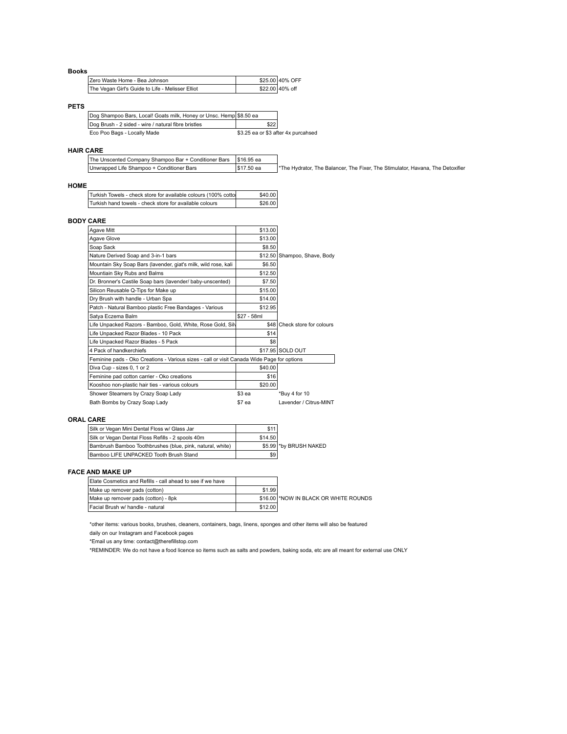**Books**

| | | |
|---|---|---|
| Zero Waste Home - Bea Johnson | $25.00 | 40% OFF |
| The Vegan Girl's Guide to Life - Melisser Elliot | $22.00 | 40% off |

**PETS**

| | | |
|---|---|---|
| Dog Shampoo Bars, Local! Goats milk, Honey or Unsc. Hemp | $8.50 ea | |
| Dog Brush - 2 sided - wire / natural fibre bristles | $22 | |
| Eco Poo Bags - Locally Made | $3.25 ea or $3 after 4x purcahsed | |

**HAIR CARE**

| | | |
|---|---|---|
| The Unscented Company Shampoo Bar + Conditioner Bars | $16.95 ea | |
| Unwrapped Life Shampoo + Conditioner Bars | $17.50 ea | *The Hydrator, The Balancer, The Fixer, The Stimulator, Havana, The Detoxifier |

**HOME**

| | |
|---|---|
| Turkish Towels - check store for available colours (100% cotto | $40.00 |
| Turkish hand towels - check store for available colours | $26.00 |

**BODY CARE**

| | | |
|---|---|---|
| Agave Mitt | $13.00 | |
| Agave Glove | $13.00 | |
| Soap Sack | $8.50 | |
| Nature Derived Soap and 3-in-1 bars | $12.50 | Shampoo, Shave, Body |
| Mountain Sky Soap Bars (lavender, giat's milk, wild rose, kali | $6.50 | |
| Mountiain Sky Rubs and Balms | $12.50 | |
| Dr. Bronner's Castile Soap bars (lavender/ baby-unscented) | $7.50 | |
| Silicon Reusable Q-Tips for Make up | $15.00 | |
| Dry Brush with handle - Urban Spa | $14.00 | |
| Patch - Natural Bamboo plastic Free Bandages - Various | $12.95 | |
| Satya Eczema Balm | $27 - 58ml | |
| Life Unpacked Razors - Bamboo, Gold, White, Rose Gold, Silv | $48 | Check store for colours |
| Life Unpacked Razor Blades - 10 Pack | $14 | |
| Life Unpacked Razor Blades - 5 Pack | $8 | |
| 4 Pack of handkerchiefs | $17.95 | SOLD OUT |
| Feminine pads - Oko Creations - Various sizes - call or visit Canada Wide Page for options | | |
| Diva Cup - sizes 0, 1 or 2 | $40.00 | |
| Feminine pad cotton carrier - Oko creations | $16 | |
| Kooshoo non-plastic hair ties - various colours | $20.00 | |
| Shower Steamers by Crazy Soap Lady | $3 ea | *Buy 4 for 10 |
| Bath Bombs by Crazy Soap Lady | $7 ea | Lavender / Citrus-MINT |

**ORAL CARE**

| | | |
|---|---|---|
| Silk or Vegan Mini Dental Floss w/ Glass Jar | $11 | |
| Silk or Vegan Dental Floss Refills - 2 spools 40m | $14.50 | |
| Bambrush Bamboo Toothbrushes (blue, pink, natural, white) | $5.99 | *by BRUSH NAKED |
| Bamboo LIFE UNPACKED Tooth Brush Stand | $9 | |

**FACE AND MAKE UP**

| | | |
|---|---|---|
| Elate Cosmetics and Refills - call ahead to see if we have | | |
| Make up remover pads (cotton) | $1.99 | |
| Make up remover pads (cotton) - 8pk | $16.00 | *NOW IN BLACK OR WHITE ROUNDS |
| Facial Brush w/ handle - natural | $12.00 | |

*other items: various books, brushes, cleaners, containers, bags, linens, sponges and other items will also be featured daily on our Instagram and Facebook pages

*Email us any time: contact@therefillstop.com

*REMINDER: We do not have a food licence so items such as salts and powders, baking soda, etc are all meant for external use ONLY